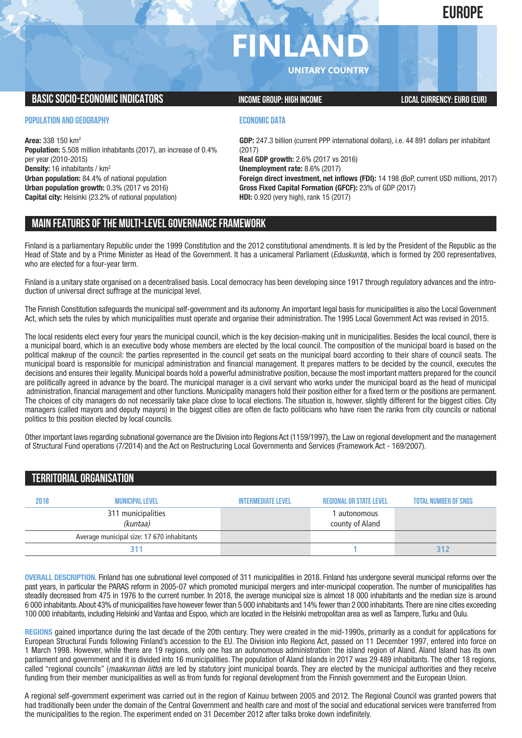# EUROPE

# FINLAND

**UNITARY COUNTRY**

## BASIC SOCIO-ECONOMIC INDICATORS

**INCOME GROUP: HIGH INCOME**

**LOCAL CURRENCY: EURO (EUR)**

### POPULATION AND GEOGRAPHY

**Area:** 338 150 km$^2$
**Population:** 5.508 million inhabitants (2017), an increase of 0.4% per year (2010-2015)
**Density:** 16 inhabitants / km$^2$
**Urban population:** 84.4% of national population
**Urban population growth:** 0.3% (2017 vs 2016)
**Capital city:** Helsinki (23.2% of national population)

### ECONOMIC DATA

**GDP:** 247.3 billion (current PPP international dollars), i.e. 44 891 dollars per inhabitant (2017)
**Real GDP growth:** 2.6% (2017 vs 2016)
**Unemployment rate:** 8.6% (2017)
**Foreign direct investment, net inflows (FDI):** 14 198 (BoP, current USD millions, 2017)
**Gross Fixed Capital Formation (GFCF):** 23% of GDP (2017)
**HDI:** 0.920 (very high), rank 15 (2017)

## MAIN FEATURES OF THE MULTI-LEVEL GOVERNANCE FRAMEWORK

Finland is a parliamentary Republic under the 1999 Constitution and the 2012 constitutional amendments. It is led by the President of the Republic as the Head of State and by a Prime Minister as Head of the Government. It has a unicameral Parliament (*Eduskunta*), which is formed by 200 representatives, who are elected for a four-year term.

Finland is a unitary state organised on a decentralised basis. Local democracy has been developing since 1917 through regulatory advances and the introduction of universal direct suffrage at the municipal level.

The Finnish Constitution safeguards the municipal self-government and its autonomy. An important legal basis for municipalities is also the Local Government Act, which sets the rules by which municipalities must operate and organise their administration. The 1995 Local Government Act was revised in 2015.

The local residents elect every four years the municipal council, which is the key decision-making unit in municipalities. Besides the local council, there is a municipal board, which is an executive body whose members are elected by the local council. The composition of the municipal board is based on the political makeup of the council: the parties represented in the council get seats on the municipal board according to their share of council seats. The municipal board is responsible for municipal administration and financial management. It prepares matters to be decided by the council, executes the decisions and ensures their legality. Municipal boards hold a powerful administrative position, because the most important matters prepared for the council are politically agreed in advance by the board. The municipal manager is a civil servant who works under the municipal board as the head of municipal administration, financial management and other functions. Municipality managers hold their position either for a fixed term or the positions are permanent. The choices of city managers do not necessarily take place close to local elections. The situation is, however, slightly different for the biggest cities. City managers (called mayors and deputy mayors) in the biggest cities are often de facto politicians who have risen the ranks from city councils or national politics to this position elected by local councils.

Other important laws regarding subnational governance are the Division into Regions Act (1159/1997), the Law on regional development and the management of Structural Fund operations (7/2014) and the Act on Restructuring Local Governments and Services (Framework Act - 169/2007).

## TERRITORIAL ORGANISATION

| 2018 | MUNICIPAL LEVEL | INTERMEDIATE LEVEL | REGIONAL OR STATE LEVEL | TOTAL NUMBER OF SNGS |
|---|---|---|---|---|
| | 311 municipalities (*kuntaa*) | | 1 autonomous county of Aland | |
| | Average municipal size: 17 670 inhabitants | | | |
| | 311 | | 1 | 312 |

**OVERALL DESCRIPTION.** Finland has one subnational level composed of 311 municipalities in 2018. Finland has undergone several municipal reforms over the past years, in particular the PARAS reform in 2005-07 which promoted municipal mergers and inter-municipal cooperation. The number of municipalities has steadily decreased from 475 in 1976 to the current number. In 2018, the average municipal size is almost 18 000 inhabitants and the median size is around 6 000 inhabitants. About 43% of municipalities have however fewer than 5 000 inhabitants and 14% fewer than 2 000 inhabitants. There are nine cities exceeding 100 000 inhabitants, including Helsinki and Vantaa and Espoo, which are located in the Helsinki metropolitan area as well as Tampere, Turku and Oulu.

**REGIONS** gained importance during the last decade of the 20th century. They were created in the mid-1990s, primarily as a conduit for applications for European Structural Funds following Finland's accession to the EU. The Division into Regions Act, passed on 11 December 1997, entered into force on 1 March 1998. However, while there are 19 regions, only one has an autonomous administration: the island region of Aland. Aland Island has its own parliament and government and it is divided into 16 municipalities. The population of Aland Islands in 2017 was 29 489 inhabitants. The other 18 regions, called "regional councils" (*maakunnan liitto*) are led by statutory joint municipal boards. They are elected by the municipal authorities and they receive funding from their member municipalities as well as from funds for regional development from the Finnish government and the European Union.

A regional self-government experiment was carried out in the region of Kainuu between 2005 and 2012. The Regional Council was granted powers that had traditionally been under the domain of the Central Government and health care and most of the social and educational services were transferred from the municipalities to the region. The experiment ended on 31 December 2012 after talks broke down indefinitely.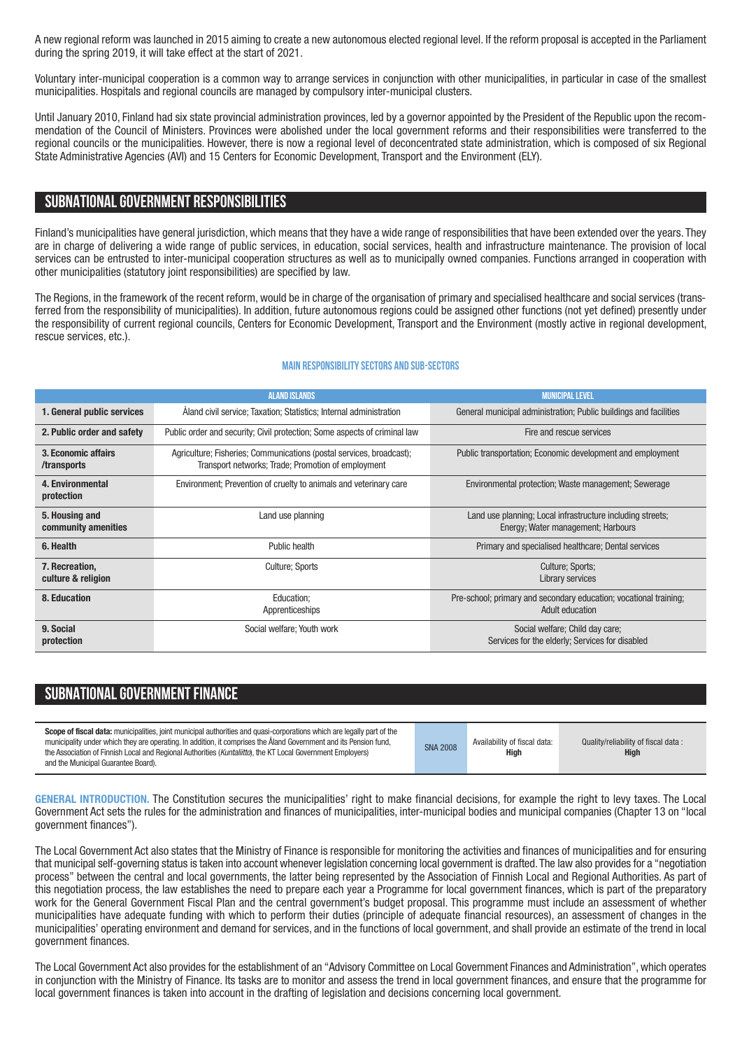A new regional reform was launched in 2015 aiming to create a new autonomous elected regional level. If the reform proposal is accepted in the Parliament during the spring 2019, it will take effect at the start of 2021.

Voluntary inter-municipal cooperation is a common way to arrange services in conjunction with other municipalities, in particular in case of the smallest municipalities. Hospitals and regional councils are managed by compulsory inter-municipal clusters.

Until January 2010, Finland had six state provincial administration provinces, led by a governor appointed by the President of the Republic upon the recommendation of the Council of Ministers. Provinces were abolished under the local government reforms and their responsibilities were transferred to the regional councils or the municipalities. However, there is now a regional level of deconcentrated state administration, which is composed of six Regional State Administrative Agencies (AVI) and 15 Centers for Economic Development, Transport and the Environment (ELY).

## SUBNATIONAL GOVERNMENT RESPONSIBILITIES

Finland's municipalities have general jurisdiction, which means that they have a wide range of responsibilities that have been extended over the years. They are in charge of delivering a wide range of public services, in education, social services, health and infrastructure maintenance. The provision of local services can be entrusted to inter-municipal cooperation structures as well as to municipally owned companies. Functions arranged in cooperation with other municipalities (statutory joint responsibilities) are specified by law.

The Regions, in the framework of the recent reform, would be in charge of the organisation of primary and specialised healthcare and social services (transferred from the responsibility of municipalities). In addition, future autonomous regions could be assigned other functions (not yet defined) presently under the responsibility of current regional councils, Centers for Economic Development, Transport and the Environment (mostly active in regional development, rescue services, etc.).

### MAIN RESPONSIBILITY SECTORS AND SUB-SECTORS

| | ALAND ISLANDS | MUNICIPAL LEVEL |
|---|---|---|
| **1. General public services** | Åland civil service; Taxation; Statistics; Internal administration | General municipal administration; Public buildings and facilities |
| **2. Public order and safety** | Public order and security; Civil protection; Some aspects of criminal law | Fire and rescue services |
| **3. Economic affairs /transports** | Agriculture; Fisheries; Communications (postal services, broadcast); Transport networks; Trade; Promotion of employment | Public transportation; Economic development and employment |
| **4. Environmental protection** | Environment; Prevention of cruelty to animals and veterinary care | Environmental protection; Waste management; Sewerage |
| **5. Housing and community amenities** | Land use planning | Land use planning; Local infrastructure including streets; Energy; Water management; Harbours |
| **6. Health** | Public health | Primary and specialised healthcare; Dental services |
| **7. Recreation, culture & religion** | Culture; Sports | Culture; Sports; Library services |
| **8. Education** | Education; Apprenticeships | Pre-school; primary and secondary education; vocational training; Adult education |
| **9. Social protection** | Social welfare; Youth work | Social welfare; Child day care; Services for the elderly; Services for disabled |

## SUBNATIONAL GOVERNMENT FINANCE

| **Scope of fiscal data:** municipalities, joint municipal authorities and quasi-corporations which are legally part of the municipality under which they are operating. In addition, it comprises the Åland Government and its Pension fund, the Association of Finnish Local and Regional Authorities (*Kuntaliitto*), the KT Local Government Employers) and the Municipal Guarantee Board). | SNA 2008 | Availability of fiscal data: **High** | Quality/reliability of fiscal data : **High** |
|---|---|---|---|

**GENERAL INTRODUCTION.** The Constitution secures the municipalities' right to make financial decisions, for example the right to levy taxes. The Local Government Act sets the rules for the administration and finances of municipalities, inter-municipal bodies and municipal companies (Chapter 13 on "local government finances").

The Local Government Act also states that the Ministry of Finance is responsible for monitoring the activities and finances of municipalities and for ensuring that municipal self-governing status is taken into account whenever legislation concerning local government is drafted. The law also provides for a "negotiation process" between the central and local governments, the latter being represented by the Association of Finnish Local and Regional Authorities. As part of this negotiation process, the law establishes the need to prepare each year a Programme for local government finances, which is part of the preparatory work for the General Government Fiscal Plan and the central government's budget proposal. This programme must include an assessment of whether municipalities have adequate funding with which to perform their duties (principle of adequate financial resources), an assessment of changes in the municipalities' operating environment and demand for services, and in the functions of local government, and shall provide an estimate of the trend in local government finances.

The Local Government Act also provides for the establishment of an "Advisory Committee on Local Government Finances and Administration", which operates in conjunction with the Ministry of Finance. Its tasks are to monitor and assess the trend in local government finances, and ensure that the programme for local government finances is taken into account in the drafting of legislation and decisions concerning local government.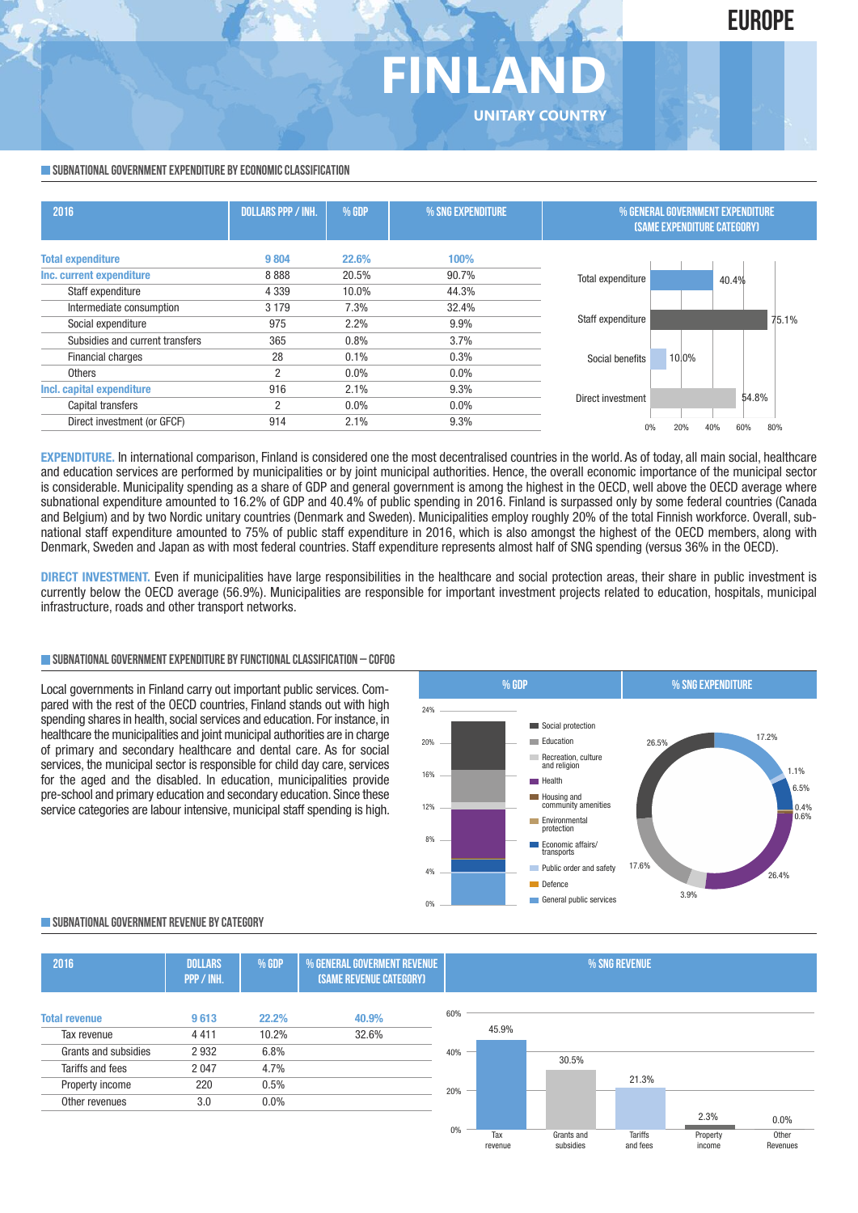# FINLAND

EUROPE

UNITARY COUNTRY

## SUBNATIONAL GOVERNMENT EXPENDITURE BY ECONOMIC CLASSIFICATION

| 2016 | DOLLARS PPP / INH. | % GDP | % SNG EXPENDITURE |
|---|---|---|---|
| **Total expenditure** | **9 804** | **22.6%** | **100%** |
| **Inc. current expenditure** | 8 888 | 20.5% | 90.7% |
| Staff expenditure | 4 339 | 10.0% | 44.3% |
| Intermediate consumption | 3 179 | 7.3% | 32.4% |
| Social expenditure | 975 | 2.2% | 9.9% |
| Subsidies and current transfers | 365 | 0.8% | 3.7% |
| Financial charges | 28 | 0.1% | 0.3% |
| Others | 2 | 0.0% | 0.0% |
| **Incl. capital expenditure** | 916 | 2.1% | 9.3% |
| Capital transfers | 2 | 0.0% | 0.0% |
| Direct investment (or GFCF) | 914 | 2.1% | 9.3% |

% GENERAL GOVERNMENT EXPENDITURE (SAME EXPENDITURE CATEGORY)

| Category | % |
|---|---|
| Total expenditure | 40.4% |
| Staff expenditure | 75.1% |
| Social benefits | 10.0% |
| Direct investment | 54.8% |

**EXPENDITURE.** In international comparison, Finland is considered one the most decentralised countries in the world. As of today, all main social, healthcare and education services are performed by municipalities or by joint municipal authorities. Hence, the overall economic importance of the municipal sector is considerable. Municipality spending as a share of GDP and general government is among the highest in the OECD, well above the OECD average where subnational expenditure amounted to 16.2% of GDP and 40.4% of public spending in 2016. Finland is surpassed only by some federal countries (Canada and Belgium) and by two Nordic unitary countries (Denmark and Sweden). Municipalities employ roughly 20% of the total Finnish workforce. Overall, sub-national staff expenditure amounted to 75% of public staff expenditure in 2016, which is also amongst the highest of the OECD members, along with Denmark, Sweden and Japan as with most federal countries. Staff expenditure represents almost half of SNG spending (versus 36% in the OECD).

**DIRECT INVESTMENT.** Even if municipalities have large responsibilities in the healthcare and social protection areas, their share in public investment is currently below the OECD average (56.9%). Municipalities are responsible for important investment projects related to education, hospitals, municipal infrastructure, roads and other transport networks.

## SUBNATIONAL GOVERNMENT EXPENDITURE BY FUNCTIONAL CLASSIFICATION – COFOG

Local governments in Finland carry out important public services. Compared with the rest of the OECD countries, Finland stands out with high spending shares in health, social services and education. For instance, in healthcare the municipalities and joint municipal authorities are in charge of primary and secondary healthcare and dental care. As for social services, the municipal sector is responsible for child day care, services for the aged and the disabled. In education, municipalities provide pre-school and primary education and secondary education. Since these service categories are labour intensive, municipal staff spending is high.

% SNG EXPENDITURE

| Function | % |
|---|---|
| General public services | 17.2% |
| Defence | 0.0% |
| Public order and safety | 1.1% |
| Economic affairs/transports | 6.5% |
| Environmental protection | 0.4% |
| Housing and community amenities | 0.6% |
| Health | 26.4% |
| Recreation, culture and religion | 3.9% |
| Education | 17.6% |
| Social protection | 26.5% |

## SUBNATIONAL GOVERNMENT REVENUE BY CATEGORY

| 2016 | DOLLARS PPP / INH. | % GDP | % GENERAL GOVERMENT REVENUE (SAME REVENUE CATEGORY) |
|---|---|---|---|
| **Total revenue** | **9 613** | **22.2%** | **40.9%** |
| Tax revenue | 4 411 | 10.2% | 32.6% |
| Grants and subsidies | 2 932 | 6.8% | |
| Tariffs and fees | 2 047 | 4.7% | |
| Property income | 220 | 0.5% | |
| Other revenues | 3.0 | 0.0% | |

% SNG REVENUE

| Tax revenue | Grants and subsidies | Tariffs and fees | Property income | Other Revenues |
|---|---|---|---|---|
| 45.9% | 30.5% | 21.3% | 2.3% | 0.0% |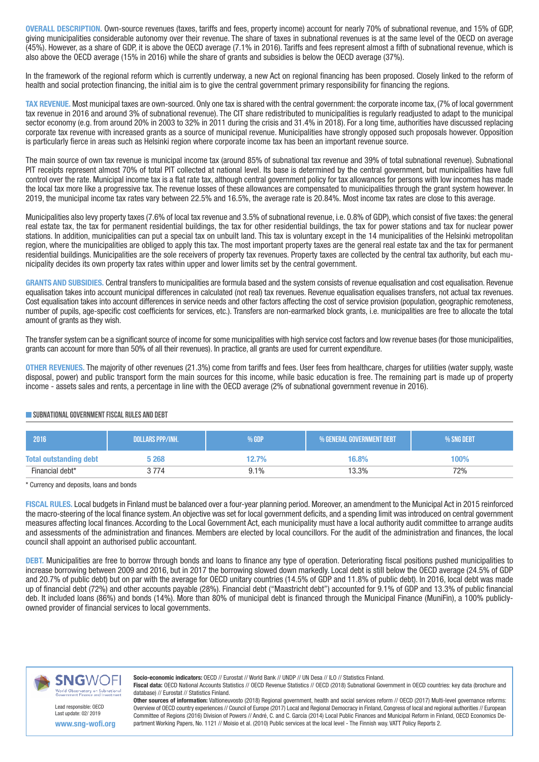**OVERALL DESCRIPTION.** Own-source revenues (taxes, tariffs and fees, property income) account for nearly 70% of subnational revenue, and 15% of GDP, giving municipalities considerable autonomy over their revenue. The share of taxes in subnational revenues is at the same level of the OECD on average (45%). However, as a share of GDP, it is above the OECD average (7.1% in 2016). Tariffs and fees represent almost a fifth of subnational revenue, which is also above the OECD average (15% in 2016) while the share of grants and subsidies is below the OECD average (37%).

In the framework of the regional reform which is currently underway, a new Act on regional financing has been proposed. Closely linked to the reform of health and social protection financing, the initial aim is to give the central government primary responsibility for financing the regions.

**TAX REVENUE.** Most municipal taxes are own-sourced. Only one tax is shared with the central government: the corporate income tax, (7% of local government tax revenue in 2016 and around 3% of subnational revenue). The CIT share redistributed to municipalities is regularly readjusted to adapt to the municipal sector economy (e.g. from around 20% in 2003 to 32% in 2011 during the crisis and 31.4% in 2018). For a long time, authorities have discussed replacing corporate tax revenue with increased grants as a source of municipal revenue. Municipalities have strongly opposed such proposals however. Opposition is particularly fierce in areas such as Helsinki region where corporate income tax has been an important revenue source.

The main source of own tax revenue is municipal income tax (around 85% of subnational tax revenue and 39% of total subnational revenue). Subnational PIT receipts represent almost 70% of total PIT collected at national level. Its base is determined by the central government, but municipalities have full control over the rate. Municipal income tax is a flat rate tax, although central government policy for tax allowances for persons with low incomes has made the local tax more like a progressive tax. The revenue losses of these allowances are compensated to municipalities through the grant system however. In 2019, the municipal income tax rates vary between 22.5% and 16.5%, the average rate is 20.84%. Most income tax rates are close to this average.

Municipalities also levy property taxes (7.6% of local tax revenue and 3.5% of subnational revenue, i.e. 0.8% of GDP), which consist of five taxes: the general real estate tax, the tax for permanent residential buildings, the tax for other residential buildings, the tax for power stations and tax for nuclear power stations. In addition, municipalities can put a special tax on unbuilt land. This tax is voluntary except in the 14 municipalities of the Helsinki metropolitan region, where the municipalities are obliged to apply this tax. The most important property taxes are the general real estate tax and the tax for permanent residential buildings. Municipalities are the sole receivers of property tax revenues. Property taxes are collected by the central tax authority, but each municipality decides its own property tax rates within upper and lower limits set by the central government.

**GRANTS AND SUBSIDIES.** Central transfers to municipalities are formula based and the system consists of revenue equalisation and cost equalisation. Revenue equalisation takes into account municipal differences in calculated (not real) tax revenues. Revenue equalisation equalises transfers, not actual tax revenues. Cost equalisation takes into account differences in service needs and other factors affecting the cost of service provision (population, geographic remoteness, number of pupils, age-specific cost coefficients for services, etc.). Transfers are non-earmarked block grants, i.e. municipalities are free to allocate the total amount of grants as they wish.

The transfer system can be a significant source of income for some municipalities with high service cost factors and low revenue bases (for those municipalities, grants can account for more than 50% of all their revenues). In practice, all grants are used for current expenditure.

**OTHER REVENUES.** The majority of other revenues (21.3%) come from tariffs and fees. User fees from healthcare, charges for utilities (water supply, waste disposal, power) and public transport form the main sources for this income, while basic education is free. The remaining part is made up of property income - assets sales and rents, a percentage in line with the OECD average (2% of subnational government revenue in 2016).

## SUBNATIONAL GOVERNMENT FISCAL RULES AND DEBT

| 2016 | DOLLARS PPP/INH. | % GDP | % GENERAL GOVERNMENT DEBT | % SNG DEBT |
|---|---|---|---|---|
| **Total outstanding debt** | **5 268** | **12.7%** | **16.8%** | **100%** |
| Financial debt* | 3 774 | 9.1% | 13.3% | 72% |

\* Currency and deposits, loans and bonds

**FISCAL RULES.** Local budgets in Finland must be balanced over a four-year planning period. Moreover, an amendment to the Municipal Act in 2015 reinforced the macro-steering of the local finance system. An objective was set for local government deficits, and a spending limit was introduced on central government measures affecting local finances. According to the Local Government Act, each municipality must have a local authority audit committee to arrange audits and assessments of the administration and finances. Members are elected by local councillors. For the audit of the administration and finances, the local council shall appoint an authorised public accountant.

**DEBT.** Municipalities are free to borrow through bonds and loans to finance any type of operation. Deteriorating fiscal positions pushed municipalities to increase borrowing between 2009 and 2016, but in 2017 the borrowing slowed down markedly. Local debt is still below the OECD average (24.5% of GDP and 20.7% of public debt) but on par with the average for OECD unitary countries (14.5% of GDP and 11.8% of public debt). In 2016, local debt was made up of financial debt (72%) and other accounts payable (28%). Financial debt ("Maastricht debt") accounted for 9.1% of GDP and 13.3% of public financial deb. It included loans (86%) and bonds (14%). More than 80% of municipal debt is financed through the Municipal Finance (MuniFin), a 100% publicly-owned provider of financial services to local governments.

SNGWOFI
World Observatory on Subnational Government Finance and Investment

Lead responsible: OECD
Last update: 02/ 2019

www.sng-wofi.org

**Socio-economic indicators:** OECD // Eurostat // World Bank // UNDP // UN Desa // ILO // Statistics Finland.
**Fiscal data:** OECD National Accounts Statistics // OECD Revenue Statistics // OECD (2018) Subnational Government in OECD countries: key data (brochure and database) // Eurostat // Statistics Finland.
**Other sources of information:** Valtioneuvosto (2018) Regional government, health and social services reform // OECD (2017) Multi-level governance reforms: Overview of OECD country experiences // Council of Europe (2017) Local and Regional Democracy in Finland, Congress of local and regional authorities // European Committee of Regions (2016) Division of Powers // André, C. and C. García (2014) Local Public Finances and Municipal Reform in Finland, OECD Economics Department Working Papers, No. 1121 // Moisio et al. (2010) Public services at the local level - The Finnish way. VATT Policy Reports 2.